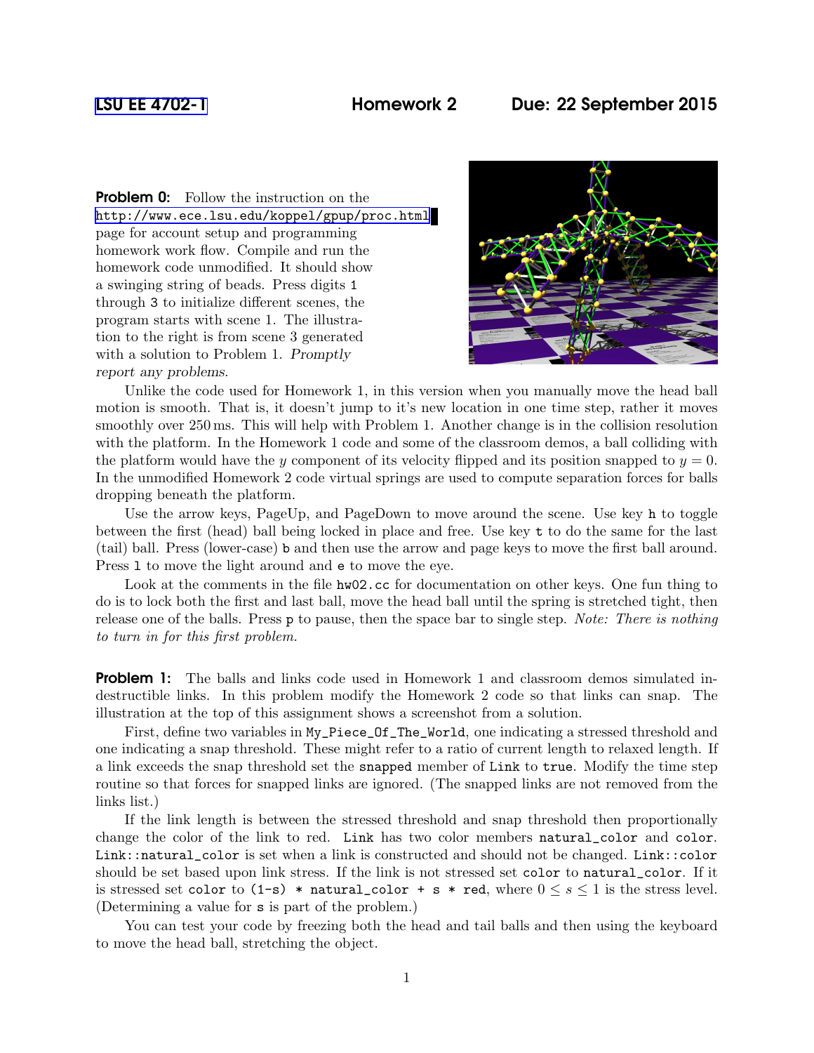LSU EE 4702-1 **Homework 2** **Due: 22 September 2015**

**Problem 0:** Follow the instruction on the http://www.ece.lsu.edu/koppel/gpup/proc.html page for account setup and programming homework work flow. Compile and run the homework code unmodified. It should show a swinging string of beads. Press digits `1` through `3` to initialize different scenes, the program starts with scene 1. The illustration to the right is from scene 3 generated with a solution to Problem 1. *Promptly report any problems.*

Unlike the code used for Homework 1, in this version when you manually move the head ball motion is smooth. That is, it doesn't jump to it's new location in one time step, rather it moves smoothly over 250 ms. This will help with Problem 1. Another change is in the collision resolution with the platform. In the Homework 1 code and some of the classroom demos, a ball colliding with the platform would have the $y$ component of its velocity flipped and its position snapped to $y = 0$. In the unmodified Homework 2 code virtual springs are used to compute separation forces for balls dropping beneath the platform.

Use the arrow keys, PageUp, and PageDown to move around the scene. Use key `h` to toggle between the first (head) ball being locked in place and free. Use key `t` to do the same for the last (tail) ball. Press (lower-case) `b` and then use the arrow and page keys to move the first ball around. Press `l` to move the light around and `e` to move the eye.

Look at the comments in the file `hw02.cc` for documentation on other keys. One fun thing to do is to lock both the first and last ball, move the head ball until the spring is stretched tight, then release one of the balls. Press `p` to pause, then the space bar to single step. *Note: There is nothing to turn in for this first problem.*

**Problem 1:** The balls and links code used in Homework 1 and classroom demos simulated indestructible links. In this problem modify the Homework 2 code so that links can snap. The illustration at the top of this assignment shows a screenshot from a solution.

First, define two variables in `My_Piece_Of_The_World`, one indicating a stressed threshold and one indicating a snap threshold. These might refer to a ratio of current length to relaxed length. If a link exceeds the snap threshold set the `snapped` member of `Link` to `true`. Modify the time step routine so that forces for snapped links are ignored. (The snapped links are not removed from the links list.)

If the link length is between the stressed threshold and snap threshold then proportionally change the color of the link to red. `Link` has two color members `natural_color` and `color`. `Link::natural_color` is set when a link is constructed and should not be changed. `Link::color` should be set based upon link stress. If the link is not stressed set `color` to `natural_color`. If it is stressed set `color` to `(1-s) * natural_color + s * red`, where $0 \leq s \leq 1$ is the stress level. (Determining a value for `s` is part of the problem.)

You can test your code by freezing both the head and tail balls and then using the keyboard to move the head ball, stretching the object.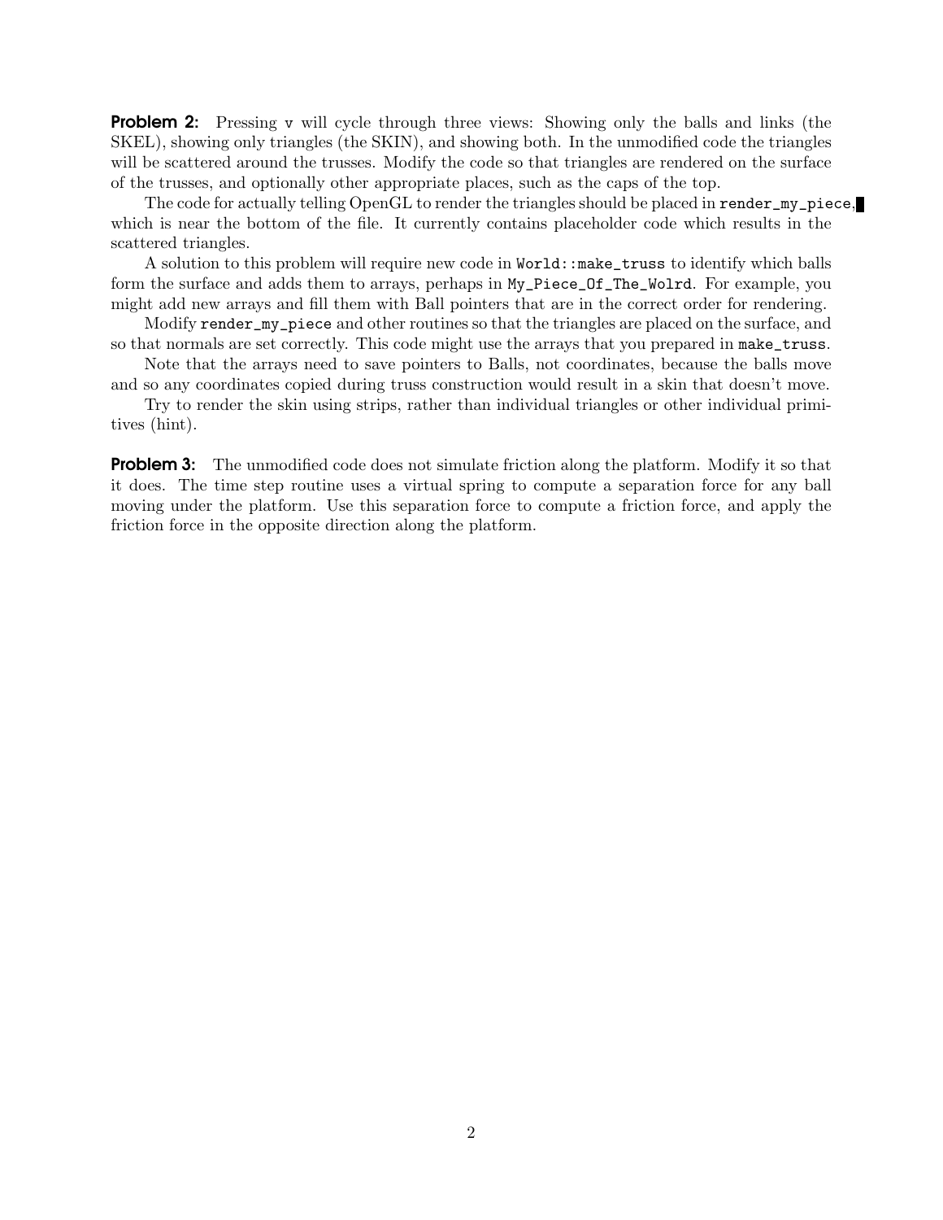**Problem 2:** Pressing `v` will cycle through three views: Showing only the balls and links (the SKEL), showing only triangles (the SKIN), and showing both. In the unmodified code the triangles will be scattered around the trusses. Modify the code so that triangles are rendered on the surface of the trusses, and optionally other appropriate places, such as the caps of the top.

The code for actually telling OpenGL to render the triangles should be placed in `render_my_piece`, which is near the bottom of the file. It currently contains placeholder code which results in the scattered triangles.

A solution to this problem will require new code in `World::make_truss` to identify which balls form the surface and adds them to arrays, perhaps in `My_Piece_Of_The_Wolrd`. For example, you might add new arrays and fill them with Ball pointers that are in the correct order for rendering.

Modify `render_my_piece` and other routines so that the triangles are placed on the surface, and so that normals are set correctly. This code might use the arrays that you prepared in `make_truss`.

Note that the arrays need to save pointers to Balls, not coordinates, because the balls move and so any coordinates copied during truss construction would result in a skin that doesn't move.

Try to render the skin using strips, rather than individual triangles or other individual primitives (hint).

**Problem 3:** The unmodified code does not simulate friction along the platform. Modify it so that it does. The time step routine uses a virtual spring to compute a separation force for any ball moving under the platform. Use this separation force to compute a friction force, and apply the friction force in the opposite direction along the platform.